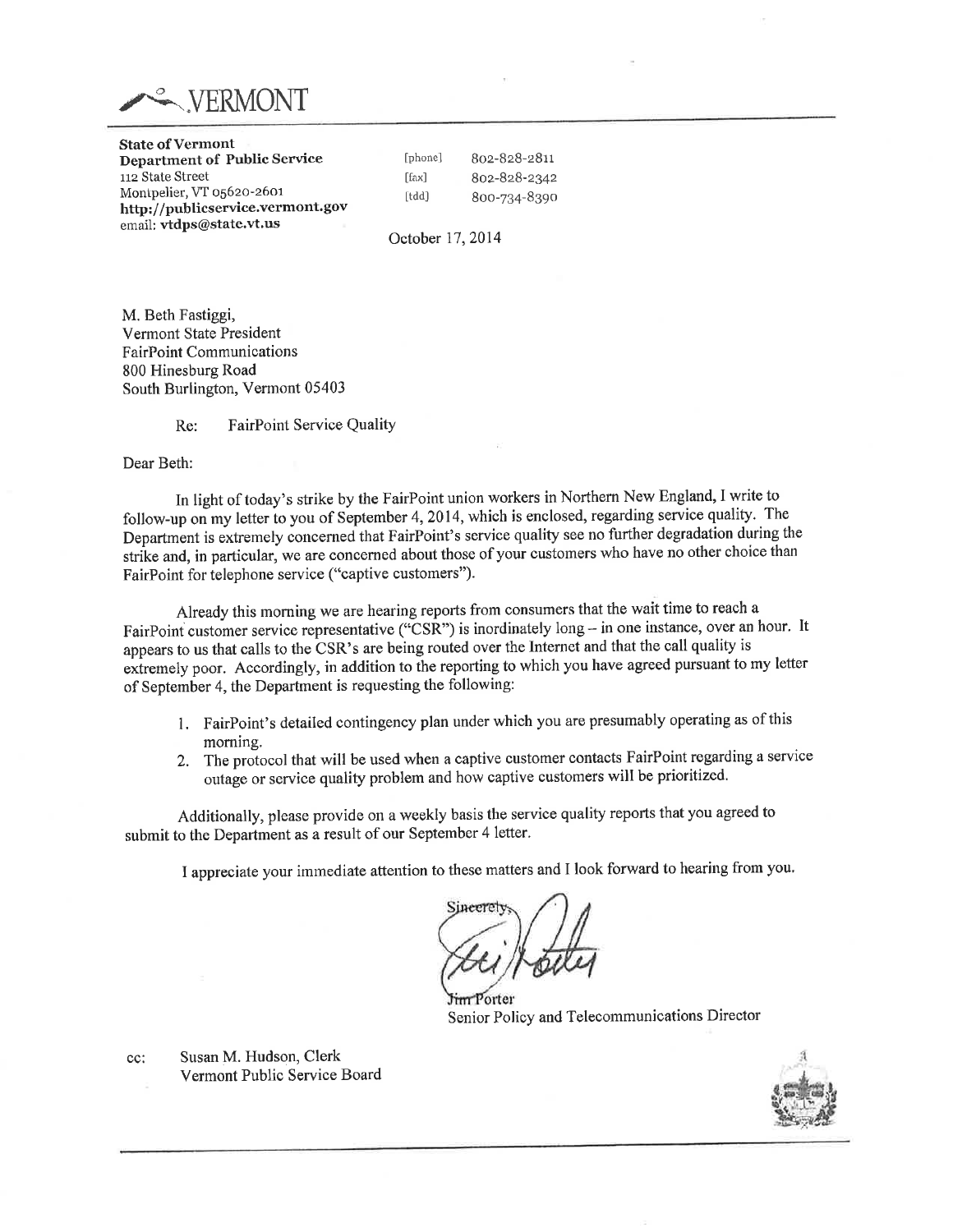VERMONT

**State of Vermont**
**Department of Public Service**
112 State Street
Montpelier, VT 05620-2601
**http://publicservice.vermont.gov**
email: **vtdps@state.vt.us**

[phone] 802-828-2811
[fax] 802-828-2342
[tdd] 800-734-8390

October 17, 2014

M. Beth Fastiggi,
Vermont State President
FairPoint Communications
800 Hinesburg Road
South Burlington, Vermont 05403

Re: FairPoint Service Quality

Dear Beth:

In light of today's strike by the FairPoint union workers in Northern New England, I write to follow-up on my letter to you of September 4, 2014, which is enclosed, regarding service quality. The Department is extremely concerned that FairPoint's service quality see no further degradation during the strike and, in particular, we are concerned about those of your customers who have no other choice than FairPoint for telephone service ("captive customers").

Already this morning we are hearing reports from consumers that the wait time to reach a FairPoint customer service representative ("CSR") is inordinately long – in one instance, over an hour. It appears to us that calls to the CSR's are being routed over the Internet and that the call quality is extremely poor. Accordingly, in addition to the reporting to which you have agreed pursuant to my letter of September 4, the Department is requesting the following:

1. FairPoint's detailed contingency plan under which you are presumably operating as of this morning.
2. The protocol that will be used when a captive customer contacts FairPoint regarding a service outage or service quality problem and how captive customers will be prioritized.

Additionally, please provide on a weekly basis the service quality reports that you agreed to submit to the Department as a result of our September 4 letter.

I appreciate your immediate attention to these matters and I look forward to hearing from you.

Sincerely,

Jim Porter
Senior Policy and Telecommunications Director

cc: Susan M. Hudson, Clerk
Vermont Public Service Board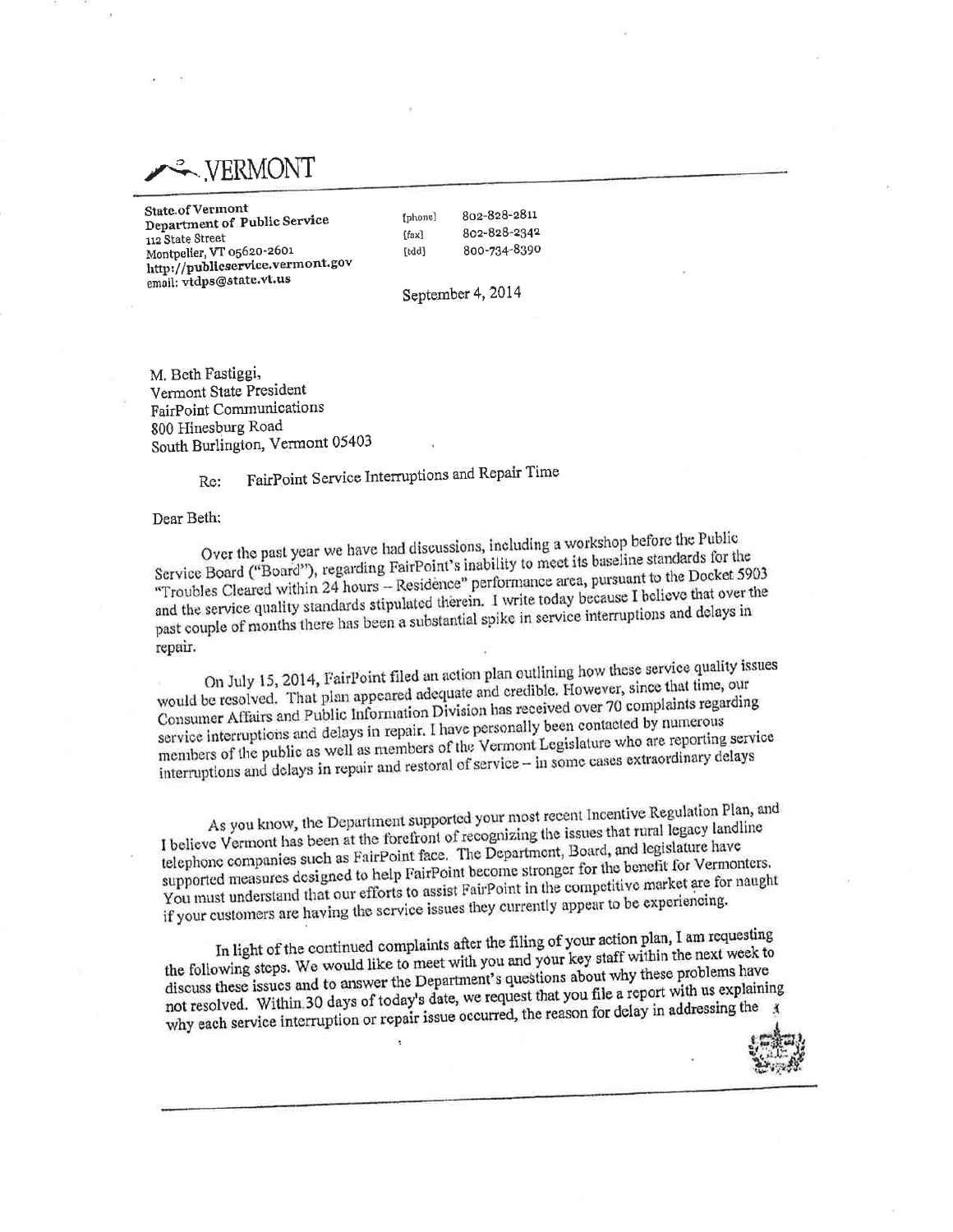# VERMONT

**State of Vermont**
**Department of Public Service**
112 State Street
Montpelier, VT 05620-2601
http://publicservice.vermont.gov
email: vtdps@state.vt.us

[phone] 802-828-2811
[fax] 802-828-2342
[tdd] 800-734-8390

September 4, 2014

M. Beth Fastiggi,
Vermont State President
FairPoint Communications
800 Hinesburg Road
South Burlington, Vermont 05403

Re: FairPoint Service Interruptions and Repair Time

Dear Beth:

Over the past year we have had discussions, including a workshop before the Public Service Board ("Board"), regarding FairPoint's inability to meet its baseline standards for the "Troubles Cleared within 24 hours – Residence" performance area, pursuant to the Docket 5903 and the service quality standards stipulated therein. I write today because I believe that over the past couple of months there has been a substantial spike in service interruptions and delays in repair.

On July 15, 2014, FairPoint filed an action plan outlining how these service quality issues would be resolved. That plan appeared adequate and credible. However, since that time, our Consumer Affairs and Public Information Division has received over 70 complaints regarding service interruptions and delays in repair. I have personally been contacted by numerous members of the public as well as members of the Vermont Legislature who are reporting service interruptions and delays in repair and restoral of service – in some cases extraordinary delays

As you know, the Department supported your most recent Incentive Regulation Plan, and I believe Vermont has been at the forefront of recognizing the issues that rural legacy landline telephone companies such as FairPoint face. The Department, Board, and legislature have supported measures designed to help FairPoint become stronger for the benefit for Vermonters. You must understand that our efforts to assist FairPoint in the competitive market are for naught if your customers are having the service issues they currently appear to be experiencing.

In light of the continued complaints after the filing of your action plan, I am requesting the following steps. We would like to meet with you and your key staff within the next week to discuss these issues and to answer the Department's questions about why these problems have not resolved. Within 30 days of today's date, we request that you file a report with us explaining why each service interruption or repair issue occurred, the reason for delay in addressing the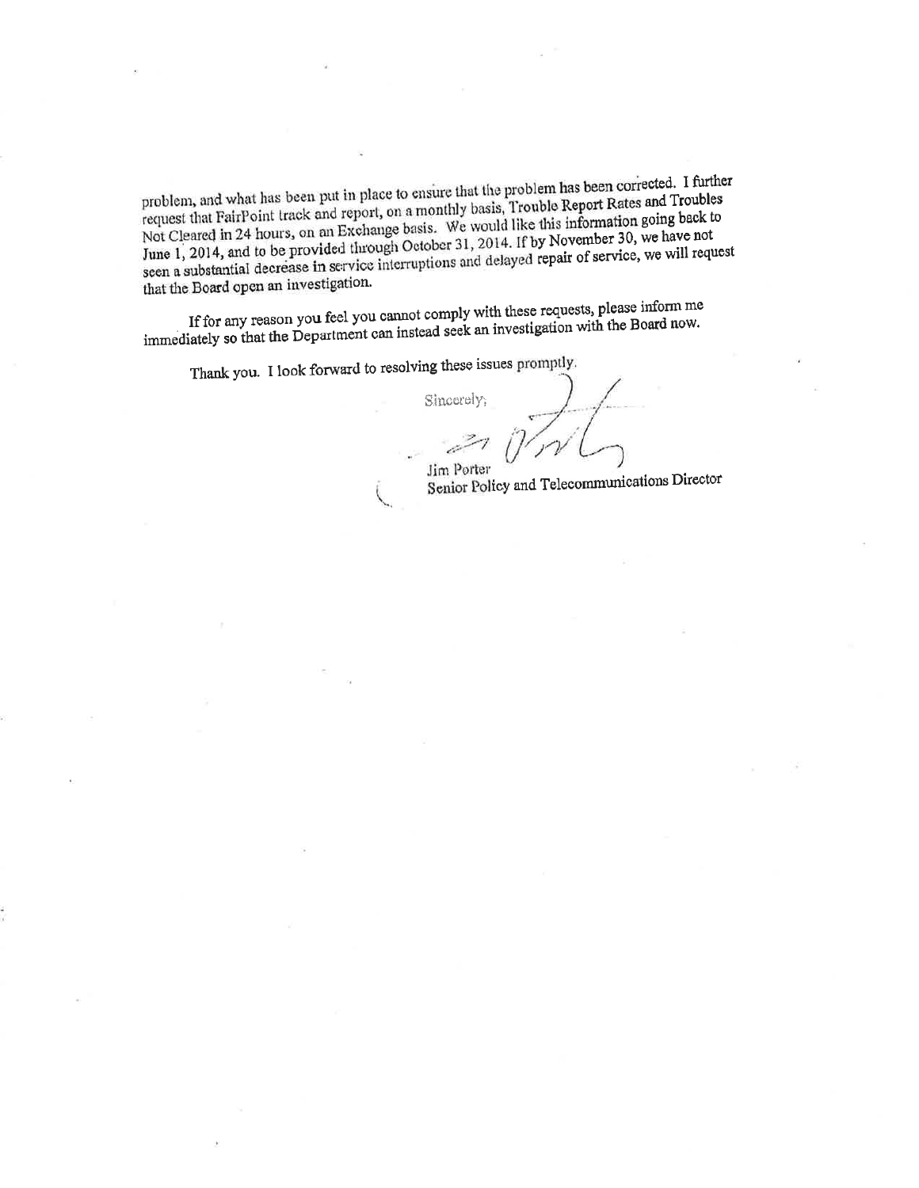problem, and what has been put in place to ensure that the problem has been corrected. I further request that FairPoint track and report, on a monthly basis, Trouble Report Rates and Troubles Not Cleared in 24 hours, on an Exchange basis. We would like this information going back to June 1, 2014, and to be provided through October 31, 2014. If by November 30, we have not seen a substantial decrease in service interruptions and delayed repair of service, we will request that the Board open an investigation.

If for any reason you feel you cannot comply with these requests, please inform me immediately so that the Department can instead seek an investigation with the Board now.

Thank you. I look forward to resolving these issues promptly.

Sincerely,

Jim Porter
Senior Policy and Telecommunications Director